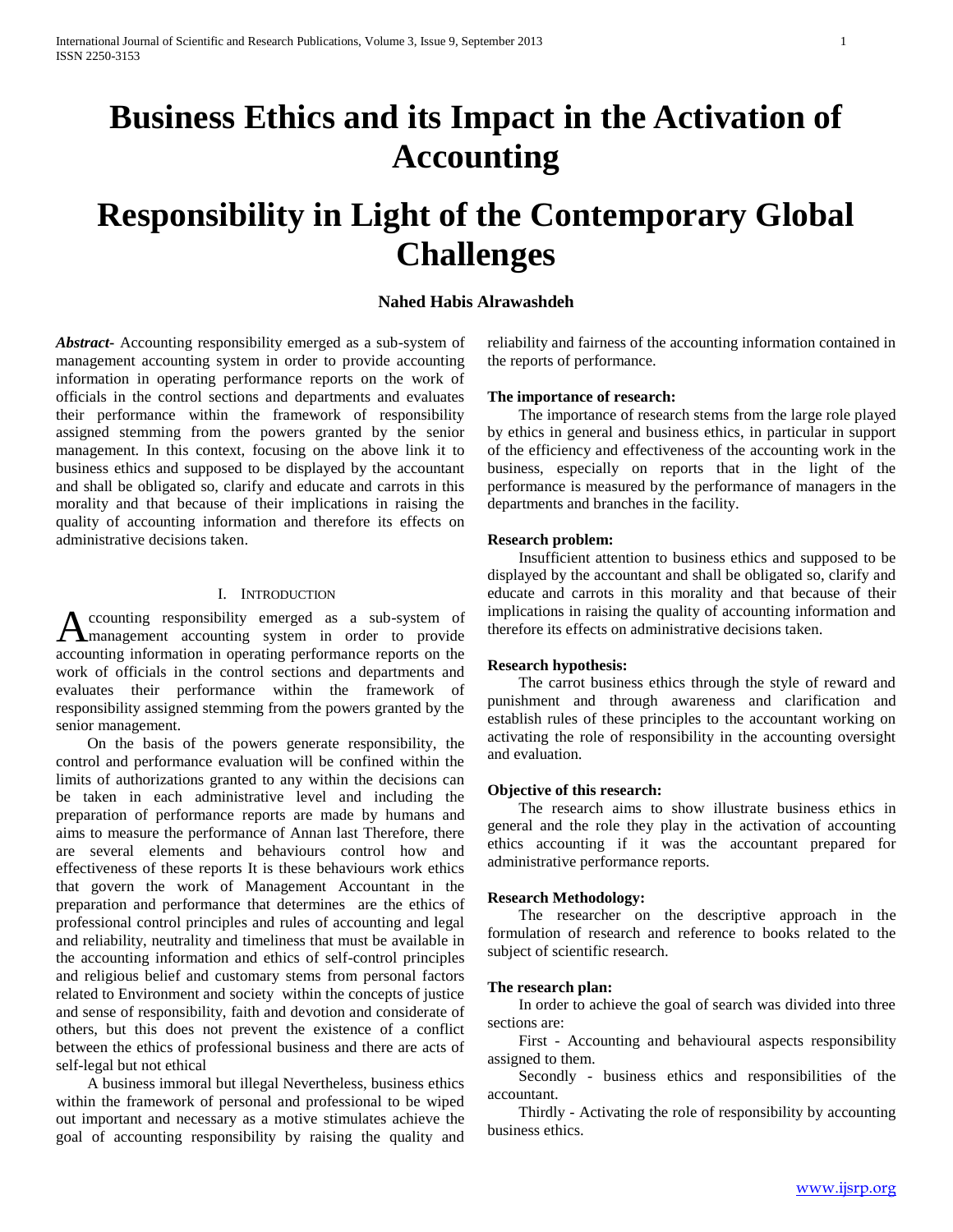# Business Ethics and its Impact in the Activation of Accounting

# Responsibility in Light of the Contemporary Global Challenges

**Nahed Habis Alrawashdeh**

***Abstract*****-** Accounting responsibility emerged as a sub-system of management accounting system in order to provide accounting information in operating performance reports on the work of officials in the control sections and departments and evaluates their performance within the framework of responsibility assigned stemming from the powers granted by the senior management. In this context, focusing on the above link it to business ethics and supposed to be displayed by the accountant and shall be obligated so, clarify and educate and carrots in this morality and that because of their implications in raising the quality of accounting information and therefore its effects on administrative decisions taken.

## I. Introduction

Accounting responsibility emerged as a sub-system of management accounting system in order to provide accounting information in operating performance reports on the work of officials in the control sections and departments and evaluates their performance within the framework of responsibility assigned stemming from the powers granted by the senior management.

On the basis of the powers generate responsibility, the control and performance evaluation will be confined within the limits of authorizations granted to any within the decisions can be taken in each administrative level and including the preparation of performance reports are made by humans and aims to measure the performance of Annan last Therefore, there are several elements and behaviours control how and effectiveness of these reports It is these behaviours work ethics that govern the work of Management Accountant in the preparation and performance that determines are the ethics of professional control principles and rules of accounting and legal and reliability, neutrality and timeliness that must be available in the accounting information and ethics of self-control principles and religious belief and customary stems from personal factors related to Environment and society within the concepts of justice and sense of responsibility, faith and devotion and considerate of others, but this does not prevent the existence of a conflict between the ethics of professional business and there are acts of self-legal but not ethical

A business immoral but illegal Nevertheless, business ethics within the framework of personal and professional to be wiped out important and necessary as a motive stimulates achieve the goal of accounting responsibility by raising the quality and reliability and fairness of the accounting information contained in the reports of performance.

**The importance of research:**

The importance of research stems from the large role played by ethics in general and business ethics, in particular in support of the efficiency and effectiveness of the accounting work in the business, especially on reports that in the light of the performance is measured by the performance of managers in the departments and branches in the facility.

**Research problem:**

Insufficient attention to business ethics and supposed to be displayed by the accountant and shall be obligated so, clarify and educate and carrots in this morality and that because of their implications in raising the quality of accounting information and therefore its effects on administrative decisions taken.

**Research hypothesis:**

The carrot business ethics through the style of reward and punishment and through awareness and clarification and establish rules of these principles to the accountant working on activating the role of responsibility in the accounting oversight and evaluation.

**Objective of this research:**

The research aims to show illustrate business ethics in general and the role they play in the activation of accounting ethics accounting if it was the accountant prepared for administrative performance reports.

**Research Methodology:**

The researcher on the descriptive approach in the formulation of research and reference to books related to the subject of scientific research.

**The research plan:**

In order to achieve the goal of search was divided into three sections are:

First - Accounting and behavioural aspects responsibility assigned to them.

Secondly - business ethics and responsibilities of the accountant.

Thirdly - Activating the role of responsibility by accounting business ethics.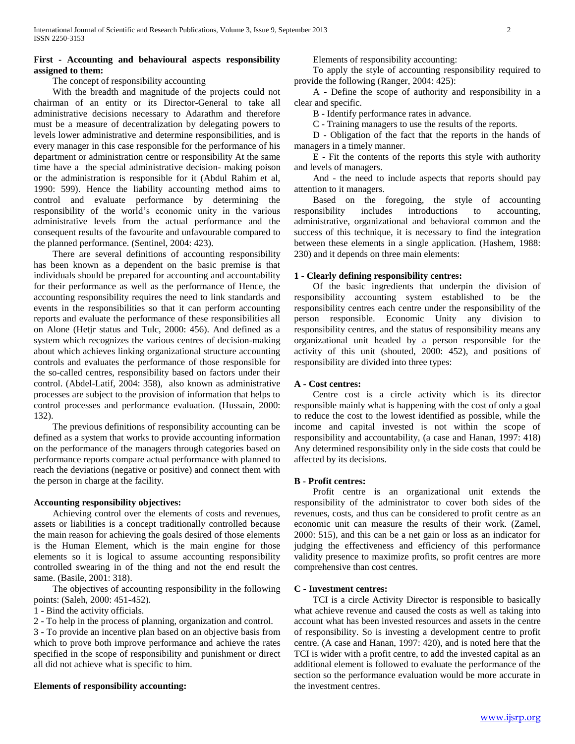**First - Accounting and behavioural aspects responsibility assigned to them:**

The concept of responsibility accounting

With the breadth and magnitude of the projects could not chairman of an entity or its Director-General to take all administrative decisions necessary to Adarathm and therefore must be a measure of decentralization by delegating powers to levels lower administrative and determine responsibilities, and is every manager in this case responsible for the performance of his department or administration centre or responsibility At the same time have a the special administrative decision- making poison or the administration is responsible for it (Abdul Rahim et al, 1990: 599). Hence the liability accounting method aims to control and evaluate performance by determining the responsibility of the world's economic unity in the various administrative levels from the actual performance and the consequent results of the favourite and unfavourable compared to the planned performance. (Sentinel, 2004: 423).

There are several definitions of accounting responsibility has been known as a dependent on the basic premise is that individuals should be prepared for accounting and accountability for their performance as well as the performance of Hence, the accounting responsibility requires the need to link standards and events in the responsibilities so that it can perform accounting reports and evaluate the performance of these responsibilities all on Alone (Hetjr status and Tulc, 2000: 456). And defined as a system which recognizes the various centres of decision-making about which achieves linking organizational structure accounting controls and evaluates the performance of those responsible for the so-called centres, responsibility based on factors under their control. (Abdel-Latif, 2004: 358), also known as administrative processes are subject to the provision of information that helps to control processes and performance evaluation. (Hussain, 2000: 132).

The previous definitions of responsibility accounting can be defined as a system that works to provide accounting information on the performance of the managers through categories based on performance reports compare actual performance with planned to reach the deviations (negative or positive) and connect them with the person in charge at the facility.

**Accounting responsibility objectives:**

Achieving control over the elements of costs and revenues, assets or liabilities is a concept traditionally controlled because the main reason for achieving the goals desired of those elements is the Human Element, which is the main engine for those elements so it is logical to assume accounting responsibility controlled swearing in of the thing and not the end result the same. (Basile, 2001: 318).

The objectives of accounting responsibility in the following points: (Saleh, 2000: 451-452).

1 - Bind the activity officials.

2 - To help in the process of planning, organization and control.

3 - To provide an incentive plan based on an objective basis from which to prove both improve performance and achieve the rates specified in the scope of responsibility and punishment or direct all did not achieve what is specific to him.

**Elements of responsibility accounting:**

Elements of responsibility accounting:

To apply the style of accounting responsibility required to provide the following (Ranger, 2004: 425):

A - Define the scope of authority and responsibility in a clear and specific.

B - Identify performance rates in advance.

C - Training managers to use the results of the reports.

D - Obligation of the fact that the reports in the hands of managers in a timely manner.

E - Fit the contents of the reports this style with authority and levels of managers.

And - the need to include aspects that reports should pay attention to it managers.

Based on the foregoing, the style of accounting responsibility includes introductions to accounting, administrative, organizational and behavioral common and the success of this technique, it is necessary to find the integration between these elements in a single application. (Hashem, 1988: 230) and it depends on three main elements:

**1 - Clearly defining responsibility centres:**

Of the basic ingredients that underpin the division of responsibility accounting system established to be the responsibility centres each centre under the responsibility of the person responsible. Economic Unity any division to responsibility centres, and the status of responsibility means any organizational unit headed by a person responsible for the activity of this unit (shouted, 2000: 452), and positions of responsibility are divided into three types:

**A - Cost centres:**

Centre cost is a circle activity which is its director responsible mainly what is happening with the cost of only a goal to reduce the cost to the lowest identified as possible, while the income and capital invested is not within the scope of responsibility and accountability, (a case and Hanan, 1997: 418) Any determined responsibility only in the side costs that could be affected by its decisions.

**B - Profit centres:**

Profit centre is an organizational unit extends the responsibility of the administrator to cover both sides of the revenues, costs, and thus can be considered to profit centre as an economic unit can measure the results of their work. (Zamel, 2000: 515), and this can be a net gain or loss as an indicator for judging the effectiveness and efficiency of this performance validity presence to maximize profits, so profit centres are more comprehensive than cost centres.

**C - Investment centres:**

TCI is a circle Activity Director is responsible to basically what achieve revenue and caused the costs as well as taking into account what has been invested resources and assets in the centre of responsibility. So is investing a development centre to profit centre. (A case and Hanan, 1997: 420), and is noted here that the TCI is wider with a profit centre, to add the invested capital as an additional element is followed to evaluate the performance of the section so the performance evaluation would be more accurate in the investment centres.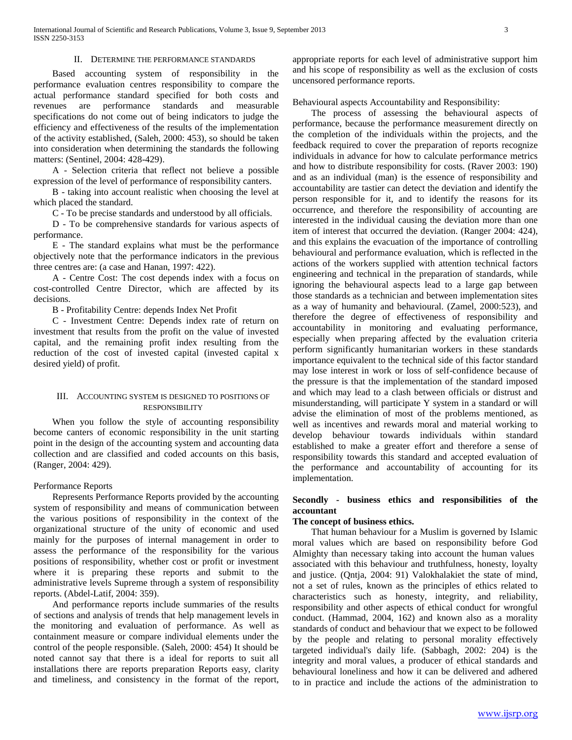## II. Determine the Performance Standards

Based accounting system of responsibility in the performance evaluation centres responsibility to compare the actual performance standard specified for both costs and revenues are performance standards and measurable specifications do not come out of being indicators to judge the efficiency and effectiveness of the results of the implementation of the activity established, (Saleh, 2000: 453), so should be taken into consideration when determining the standards the following matters: (Sentinel, 2004: 428-429).

A - Selection criteria that reflect not believe a possible expression of the level of performance of responsibility canters.

B - taking into account realistic when choosing the level at which placed the standard.

C - To be precise standards and understood by all officials.

D - To be comprehensive standards for various aspects of performance.

E - The standard explains what must be the performance objectively note that the performance indicators in the previous three centres are: (a case and Hanan, 1997: 422).

A - Centre Cost: The cost depends index with a focus on cost-controlled Centre Director, which are affected by its decisions.

B - Profitability Centre: depends Index Net Profit

C - Investment Centre: Depends index rate of return on investment that results from the profit on the value of invested capital, and the remaining profit index resulting from the reduction of the cost of invested capital (invested capital x desired yield) of profit.

## III. Accounting System is Designed to Positions of Responsibility

When you follow the style of accounting responsibility become canters of economic responsibility in the unit starting point in the design of the accounting system and accounting data collection and are classified and coded accounts on this basis, (Ranger, 2004: 429).

Performance Reports

Represents Performance Reports provided by the accounting system of responsibility and means of communication between the various positions of responsibility in the context of the organizational structure of the unity of economic and used mainly for the purposes of internal management in order to assess the performance of the responsibility for the various positions of responsibility, whether cost or profit or investment where it is preparing these reports and submit to the administrative levels Supreme through a system of responsibility reports. (Abdel-Latif, 2004: 359).

And performance reports include summaries of the results of sections and analysis of trends that help management levels in the monitoring and evaluation of performance. As well as containment measure or compare individual elements under the control of the people responsible. (Saleh, 2000: 454) It should be noted cannot say that there is a ideal for reports to suit all installations there are reports preparation Reports easy, clarity and timeliness, and consistency in the format of the report, appropriate reports for each level of administrative support him and his scope of responsibility as well as the exclusion of costs uncensored performance reports.

Behavioural aspects Accountability and Responsibility:

The process of assessing the behavioural aspects of performance, because the performance measurement directly on the completion of the individuals within the projects, and the feedback required to cover the preparation of reports recognize individuals in advance for how to calculate performance metrics and how to distribute responsibility for costs. (Raver 2003: 190) and as an individual (man) is the essence of responsibility and accountability are tastier can detect the deviation and identify the person responsible for it, and to identify the reasons for its occurrence, and therefore the responsibility of accounting are interested in the individual causing the deviation more than one item of interest that occurred the deviation. (Ranger 2004: 424), and this explains the evacuation of the importance of controlling behavioural and performance evaluation, which is reflected in the actions of the workers supplied with attention technical factors engineering and technical in the preparation of standards, while ignoring the behavioural aspects lead to a large gap between those standards as a technician and between implementation sites as a way of humanity and behavioural. (Zamel, 2000:523), and therefore the degree of effectiveness of responsibility and accountability in monitoring and evaluating performance, especially when preparing affected by the evaluation criteria perform significantly humanitarian workers in these standards importance equivalent to the technical side of this factor standard may lose interest in work or loss of self-confidence because of the pressure is that the implementation of the standard imposed and which may lead to a clash between officials or distrust and misunderstanding, will participate Y system in a standard or will advise the elimination of most of the problems mentioned, as well as incentives and rewards moral and material working to develop behaviour towards individuals within standard established to make a greater effort and therefore a sense of responsibility towards this standard and accepted evaluation of the performance and accountability of accounting for its implementation.

**Secondly - business ethics and responsibilities of the accountant**

**The concept of business ethics.**

That human behaviour for a Muslim is governed by Islamic moral values which are based on responsibility before God Almighty than necessary taking into account the human values associated with this behaviour and truthfulness, honesty, loyalty and justice. (Qntja, 2004: 91) Valokhalakiet the state of mind, not a set of rules, known as the principles of ethics related to characteristics such as honesty, integrity, and reliability, responsibility and other aspects of ethical conduct for wrongful conduct. (Hammad, 2004, 162) and known also as a morality standards of conduct and behaviour that we expect to be followed by the people and relating to personal morality effectively targeted individual's daily life. (Sabbagh, 2002: 204) is the integrity and moral values, a producer of ethical standards and behavioural loneliness and how it can be delivered and adhered to in practice and include the actions of the administration to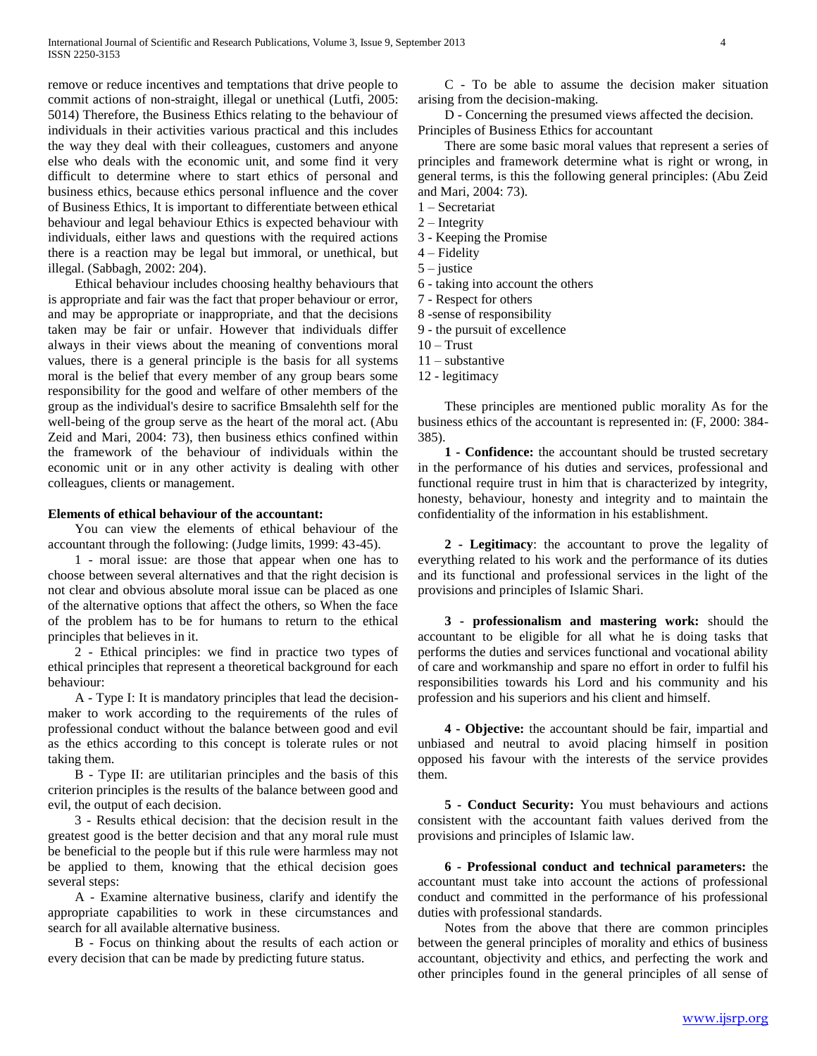remove or reduce incentives and temptations that drive people to commit actions of non-straight, illegal or unethical (Lutfi, 2005: 5014) Therefore, the Business Ethics relating to the behaviour of individuals in their activities various practical and this includes the way they deal with their colleagues, customers and anyone else who deals with the economic unit, and some find it very difficult to determine where to start ethics of personal and business ethics, because ethics personal influence and the cover of Business Ethics, It is important to differentiate between ethical behaviour and legal behaviour Ethics is expected behaviour with individuals, either laws and questions with the required actions there is a reaction may be legal but immoral, or unethical, but illegal. (Sabbagh, 2002: 204).

Ethical behaviour includes choosing healthy behaviours that is appropriate and fair was the fact that proper behaviour or error, and may be appropriate or inappropriate, and that the decisions taken may be fair or unfair. However that individuals differ always in their views about the meaning of conventions moral values, there is a general principle is the basis for all systems moral is the belief that every member of any group bears some responsibility for the good and welfare of other members of the group as the individual's desire to sacrifice Bmsalehth self for the well-being of the group serve as the heart of the moral act. (Abu Zeid and Mari, 2004: 73), then business ethics confined within the framework of the behaviour of individuals within the economic unit or in any other activity is dealing with other colleagues, clients or management.

**Elements of ethical behaviour of the accountant:**

You can view the elements of ethical behaviour of the accountant through the following: (Judge limits, 1999: 43-45).

1 - moral issue: are those that appear when one has to choose between several alternatives and that the right decision is not clear and obvious absolute moral issue can be placed as one of the alternative options that affect the others, so When the face of the problem has to be for humans to return to the ethical principles that believes in it.

2 - Ethical principles: we find in practice two types of ethical principles that represent a theoretical background for each behaviour:

A - Type I: It is mandatory principles that lead the decision-maker to work according to the requirements of the rules of professional conduct without the balance between good and evil as the ethics according to this concept is tolerate rules or not taking them.

B - Type II: are utilitarian principles and the basis of this criterion principles is the results of the balance between good and evil, the output of each decision.

3 - Results ethical decision: that the decision result in the greatest good is the better decision and that any moral rule must be beneficial to the people but if this rule were harmless may not be applied to them, knowing that the ethical decision goes several steps:

A - Examine alternative business, clarify and identify the appropriate capabilities to work in these circumstances and search for all available alternative business.

B - Focus on thinking about the results of each action or every decision that can be made by predicting future status.

C - To be able to assume the decision maker situation arising from the decision-making.

D - Concerning the presumed views affected the decision.

Principles of Business Ethics for accountant

There are some basic moral values that represent a series of principles and framework determine what is right or wrong, in general terms, is this the following general principles: (Abu Zeid and Mari, 2004: 73).

1 – Secretariat
2 – Integrity
3 - Keeping the Promise
4 – Fidelity
5 – justice
6 - taking into account the others
7 - Respect for others
8 -sense of responsibility
9 - the pursuit of excellence
10 – Trust
11 – substantive
12 - legitimacy

These principles are mentioned public morality As for the business ethics of the accountant is represented in: (F, 2000: 384-385).

**1 - Confidence:** the accountant should be trusted secretary in the performance of his duties and services, professional and functional require trust in him that is characterized by integrity, honesty, behaviour, honesty and integrity and to maintain the confidentiality of the information in his establishment.

**2 - Legitimacy**: the accountant to prove the legality of everything related to his work and the performance of its duties and its functional and professional services in the light of the provisions and principles of Islamic Shari.

**3 - professionalism and mastering work:** should the accountant to be eligible for all what he is doing tasks that performs the duties and services functional and vocational ability of care and workmanship and spare no effort in order to fulfil his responsibilities towards his Lord and his community and his profession and his superiors and his client and himself.

**4 - Objective:** the accountant should be fair, impartial and unbiased and neutral to avoid placing himself in position opposed his favour with the interests of the service provides them.

**5 - Conduct Security:** You must behaviours and actions consistent with the accountant faith values derived from the provisions and principles of Islamic law.

**6 - Professional conduct and technical parameters:** the accountant must take into account the actions of professional conduct and committed in the performance of his professional duties with professional standards.

Notes from the above that there are common principles between the general principles of morality and ethics of business accountant, objectivity and ethics, and perfecting the work and other principles found in the general principles of all sense of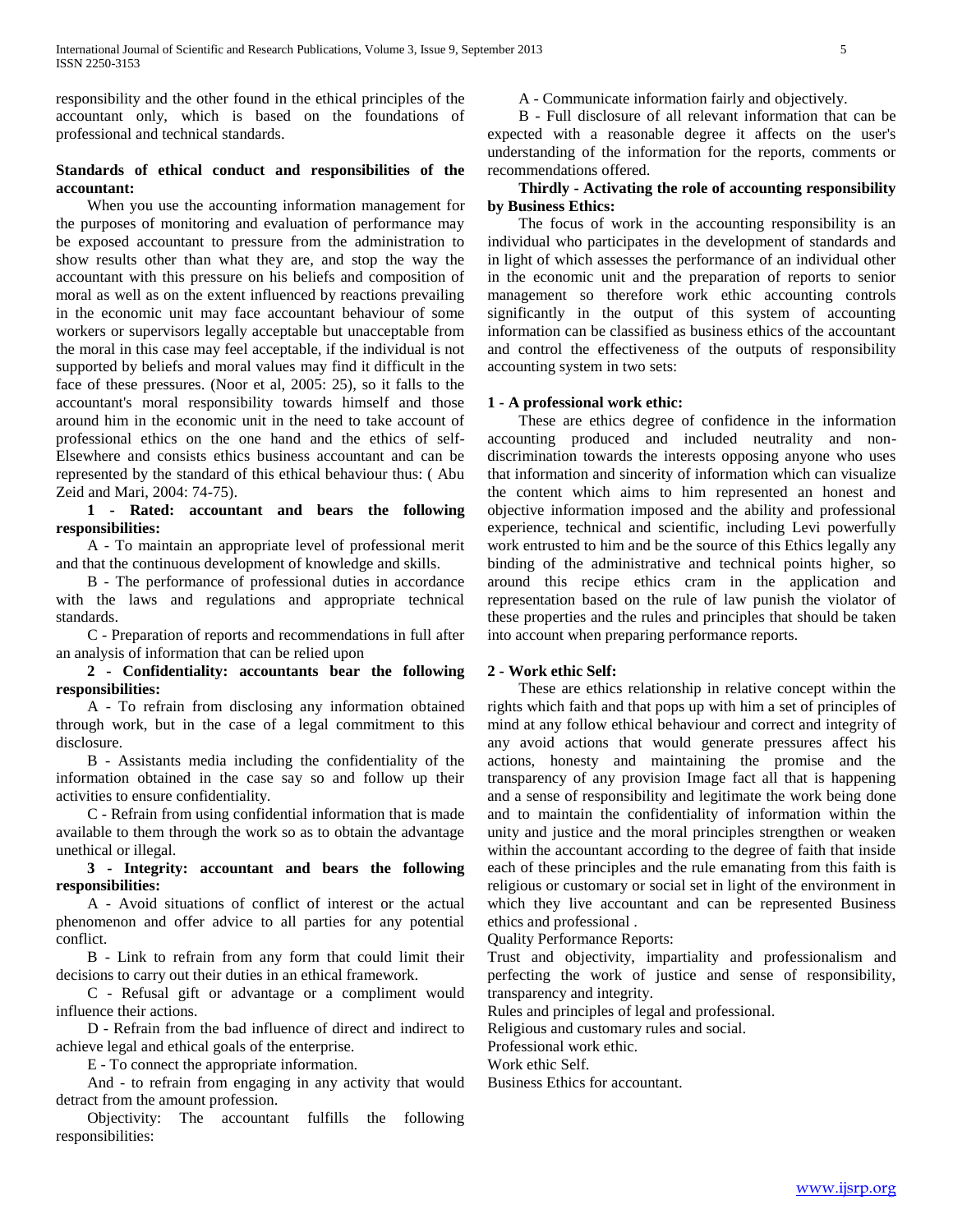responsibility and the other found in the ethical principles of the accountant only, which is based on the foundations of professional and technical standards.

**Standards of ethical conduct and responsibilities of the accountant:**

When you use the accounting information management for the purposes of monitoring and evaluation of performance may be exposed accountant to pressure from the administration to show results other than what they are, and stop the way the accountant with this pressure on his beliefs and composition of moral as well as on the extent influenced by reactions prevailing in the economic unit may face accountant behaviour of some workers or supervisors legally acceptable but unacceptable from the moral in this case may feel acceptable, if the individual is not supported by beliefs and moral values may find it difficult in the face of these pressures. (Noor et al, 2005: 25), so it falls to the accountant's moral responsibility towards himself and those around him in the economic unit in the need to take account of professional ethics on the one hand and the ethics of self-Elsewhere and consists ethics business accountant and can be represented by the standard of this ethical behaviour thus: ( Abu Zeid and Mari, 2004: 74-75).

**1 - Rated: accountant and bears the following responsibilities:**

A - To maintain an appropriate level of professional merit and that the continuous development of knowledge and skills.

B - The performance of professional duties in accordance with the laws and regulations and appropriate technical standards.

C - Preparation of reports and recommendations in full after an analysis of information that can be relied upon

**2 - Confidentiality: accountants bear the following responsibilities:**

A - To refrain from disclosing any information obtained through work, but in the case of a legal commitment to this disclosure.

B - Assistants media including the confidentiality of the information obtained in the case say so and follow up their activities to ensure confidentiality.

C - Refrain from using confidential information that is made available to them through the work so as to obtain the advantage unethical or illegal.

**3 - Integrity: accountant and bears the following responsibilities:**

A - Avoid situations of conflict of interest or the actual phenomenon and offer advice to all parties for any potential conflict.

B - Link to refrain from any form that could limit their decisions to carry out their duties in an ethical framework.

C - Refusal gift or advantage or a compliment would influence their actions.

D - Refrain from the bad influence of direct and indirect to achieve legal and ethical goals of the enterprise.

E - To connect the appropriate information.

And - to refrain from engaging in any activity that would detract from the amount profession.

Objectivity: The accountant fulfills the following responsibilities:

A - Communicate information fairly and objectively.

B - Full disclosure of all relevant information that can be expected with a reasonable degree it affects on the user's understanding of the information for the reports, comments or recommendations offered.

**Thirdly - Activating the role of accounting responsibility by Business Ethics:**

The focus of work in the accounting responsibility is an individual who participates in the development of standards and in light of which assesses the performance of an individual other in the economic unit and the preparation of reports to senior management so therefore work ethic accounting controls significantly in the output of this system of accounting information can be classified as business ethics of the accountant and control the effectiveness of the outputs of responsibility accounting system in two sets:

**1 - A professional work ethic:**

These are ethics degree of confidence in the information accounting produced and included neutrality and non-discrimination towards the interests opposing anyone who uses that information and sincerity of information which can visualize the content which aims to him represented an honest and objective information imposed and the ability and professional experience, technical and scientific, including Levi powerfully work entrusted to him and be the source of this Ethics legally any binding of the administrative and technical points higher, so around this recipe ethics cram in the application and representation based on the rule of law punish the violator of these properties and the rules and principles that should be taken into account when preparing performance reports.

**2 - Work ethic Self:**

These are ethics relationship in relative concept within the rights which faith and that pops up with him a set of principles of mind at any follow ethical behaviour and correct and integrity of any avoid actions that would generate pressures affect his actions, honesty and maintaining the promise and the transparency of any provision Image fact all that is happening and a sense of responsibility and legitimate the work being done and to maintain the confidentiality of information within the unity and justice and the moral principles strengthen or weaken within the accountant according to the degree of faith that inside each of these principles and the rule emanating from this faith is religious or customary or social set in light of the environment in which they live accountant and can be represented Business ethics and professional .

Quality Performance Reports:

Trust and objectivity, impartiality and professionalism and perfecting the work of justice and sense of responsibility, transparency and integrity.

Rules and principles of legal and professional.

Religious and customary rules and social.

Professional work ethic.

Work ethic Self.

Business Ethics for accountant.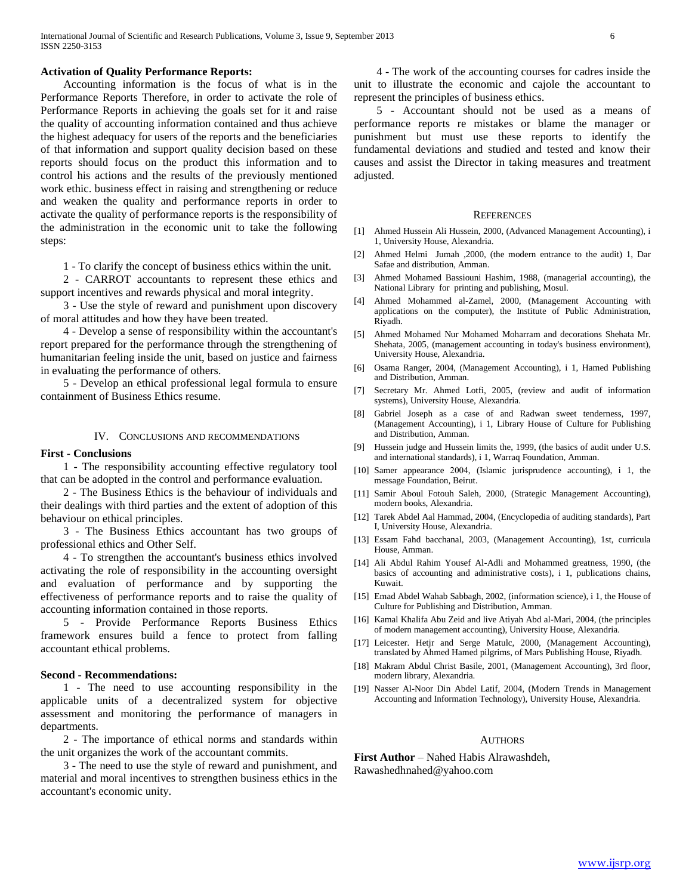**Activation of Quality Performance Reports:**

Accounting information is the focus of what is in the Performance Reports Therefore, in order to activate the role of Performance Reports in achieving the goals set for it and raise the quality of accounting information contained and thus achieve the highest adequacy for users of the reports and the beneficiaries of that information and support quality decision based on these reports should focus on the product this information and to control his actions and the results of the previously mentioned work ethic. business effect in raising and strengthening or reduce and weaken the quality and performance reports in order to activate the quality of performance reports is the responsibility of the administration in the economic unit to take the following steps:

1 - To clarify the concept of business ethics within the unit.

2 - CARROT accountants to represent these ethics and support incentives and rewards physical and moral integrity.

3 - Use the style of reward and punishment upon discovery of moral attitudes and how they have been treated.

4 - Develop a sense of responsibility within the accountant's report prepared for the performance through the strengthening of humanitarian feeling inside the unit, based on justice and fairness in evaluating the performance of others.

5 - Develop an ethical professional legal formula to ensure containment of Business Ethics resume.

## IV. Conclusions and Recommendations

**First - Conclusions**

1 - The responsibility accounting effective regulatory tool that can be adopted in the control and performance evaluation.

2 - The Business Ethics is the behaviour of individuals and their dealings with third parties and the extent of adoption of this behaviour on ethical principles.

3 - The Business Ethics accountant has two groups of professional ethics and Other Self.

4 - To strengthen the accountant's business ethics involved activating the role of responsibility in the accounting oversight and evaluation of performance and by supporting the effectiveness of performance reports and to raise the quality of accounting information contained in those reports.

5 - Provide Performance Reports Business Ethics framework ensures build a fence to protect from falling accountant ethical problems.

**Second - Recommendations:**

1 - The need to use accounting responsibility in the applicable units of a decentralized system for objective assessment and monitoring the performance of managers in departments.

2 - The importance of ethical norms and standards within the unit organizes the work of the accountant commits.

3 - The need to use the style of reward and punishment, and material and moral incentives to strengthen business ethics in the accountant's economic unity.

4 - The work of the accounting courses for cadres inside the unit to illustrate the economic and cajole the accountant to represent the principles of business ethics.

5 - Accountant should not be used as a means of performance reports re mistakes or blame the manager or punishment but must use these reports to identify the fundamental deviations and studied and tested and know their causes and assist the Director in taking measures and treatment adjusted.

## References

[1] Ahmed Hussein Ali Hussein, 2000, (Advanced Management Accounting), i 1, University House, Alexandria.

[2] Ahmed Helmi Jumah ,2000, (the modern entrance to the audit) 1, Dar Safae and distribution, Amman.

[3] Ahmed Mohamed Bassiouni Hashim, 1988, (managerial accounting), the National Library for printing and publishing, Mosul.

[4] Ahmed Mohammed al-Zamel, 2000, (Management Accounting with applications on the computer), the Institute of Public Administration, Riyadh.

[5] Ahmed Mohamed Nur Mohamed Moharram and decorations Shehata Mr. Shehata, 2005, (management accounting in today's business environment), University House, Alexandria.

[6] Osama Ranger, 2004, (Management Accounting), i 1, Hamed Publishing and Distribution, Amman.

[7] Secretary Mr. Ahmed Lotfi, 2005, (review and audit of information systems), University House, Alexandria.

[8] Gabriel Joseph as a case of and Radwan sweet tenderness, 1997, (Management Accounting), i 1, Library House of Culture for Publishing and Distribution, Amman.

[9] Hussein judge and Hussein limits the, 1999, (the basics of audit under U.S. and international standards), i 1, Warraq Foundation, Amman.

[10] Samer appearance 2004, (Islamic jurisprudence accounting), i 1, the message Foundation, Beirut.

[11] Samir Aboul Fotouh Saleh, 2000, (Strategic Management Accounting), modern books, Alexandria.

[12] Tarek Abdel Aal Hammad, 2004, (Encyclopedia of auditing standards), Part I, University House, Alexandria.

[13] Essam Fahd bacchanal, 2003, (Management Accounting), 1st, curricula House, Amman.

[14] Ali Abdul Rahim Yousef Al-Adli and Mohammed greatness, 1990, (the basics of accounting and administrative costs), i 1, publications chains, Kuwait.

[15] Emad Abdel Wahab Sabbagh, 2002, (information science), i 1, the House of Culture for Publishing and Distribution, Amman.

[16] Kamal Khalifa Abu Zeid and live Atiyah Abd al-Mari, 2004, (the principles of modern management accounting), University House, Alexandria.

[17] Leicester. Hetjr and Serge Matulc, 2000, (Management Accounting), translated by Ahmed Hamed pilgrims, of Mars Publishing House, Riyadh.

[18] Makram Abdul Christ Basile, 2001, (Management Accounting), 3rd floor, modern library, Alexandria.

[19] Nasser Al-Noor Din Abdel Latif, 2004, (Modern Trends in Management Accounting and Information Technology), University House, Alexandria.

## Authors

**First Author** – Nahed Habis Alrawashdeh, Rawashedhnahed@yahoo.com